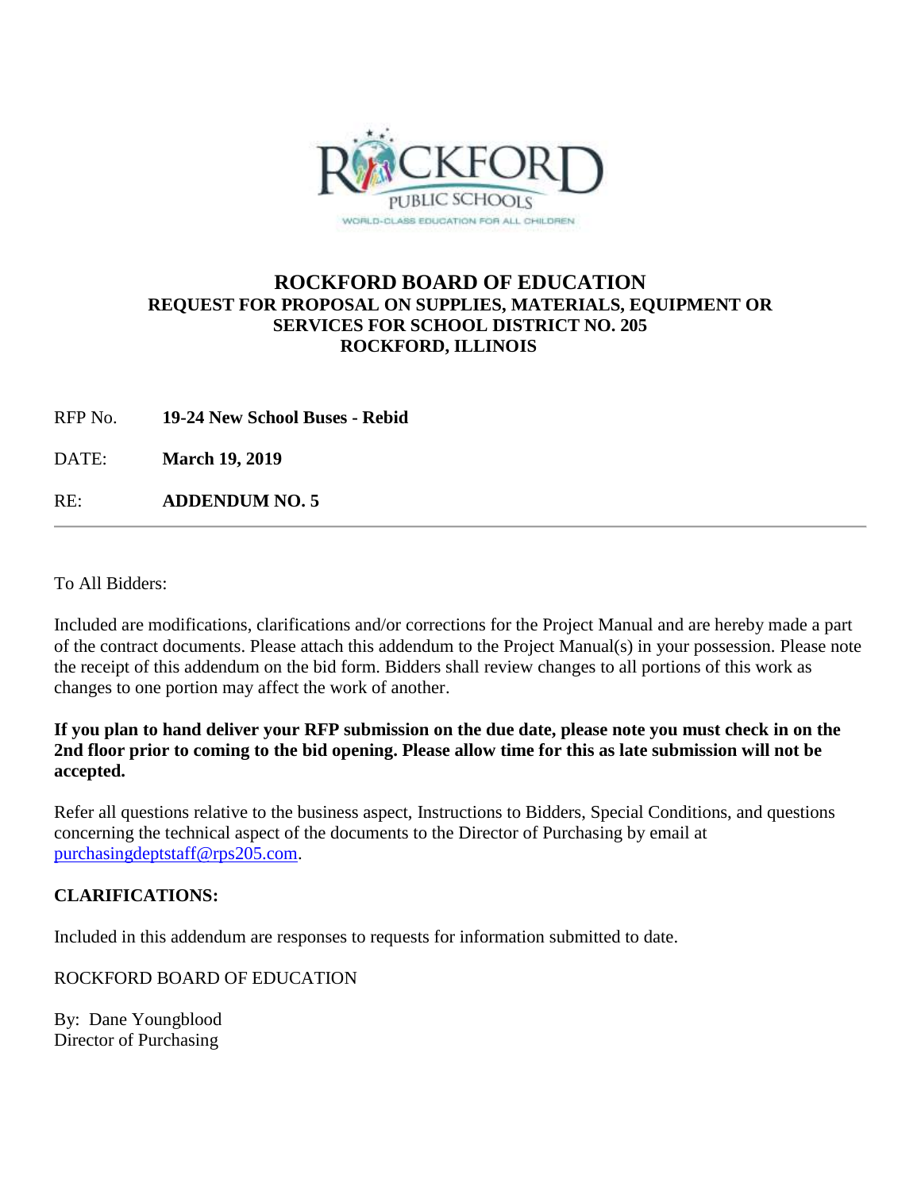# ROCKFORD BOARD OF EDUCATION

**REQUEST FOR PROPOSAL ON SUPPLIES, MATERIALS, EQUIPMENT OR SERVICES FOR SCHOOL DISTRICT NO. 205**
**ROCKFORD, ILLINOIS**

RFP No. **19-24 New School Buses - Rebid**

DATE: **March 19, 2019**

RE: **ADDENDUM NO. 5**

---

To All Bidders:

Included are modifications, clarifications and/or corrections for the Project Manual and are hereby made a part of the contract documents. Please attach this addendum to the Project Manual(s) in your possession. Please note the receipt of this addendum on the bid form. Bidders shall review changes to all portions of this work as changes to one portion may affect the work of another.

**If you plan to hand deliver your RFP submission on the due date, please note you must check in on the 2nd floor prior to coming to the bid opening. Please allow time for this as late submission will not be accepted.**

Refer all questions relative to the business aspect, Instructions to Bidders, Special Conditions, and questions concerning the technical aspect of the documents to the Director of Purchasing by email at purchasingdeptstaff@rps205.com.

**CLARIFICATIONS:**

Included in this addendum are responses to requests for information submitted to date.

ROCKFORD BOARD OF EDUCATION

By: Dane Youngblood
Director of Purchasing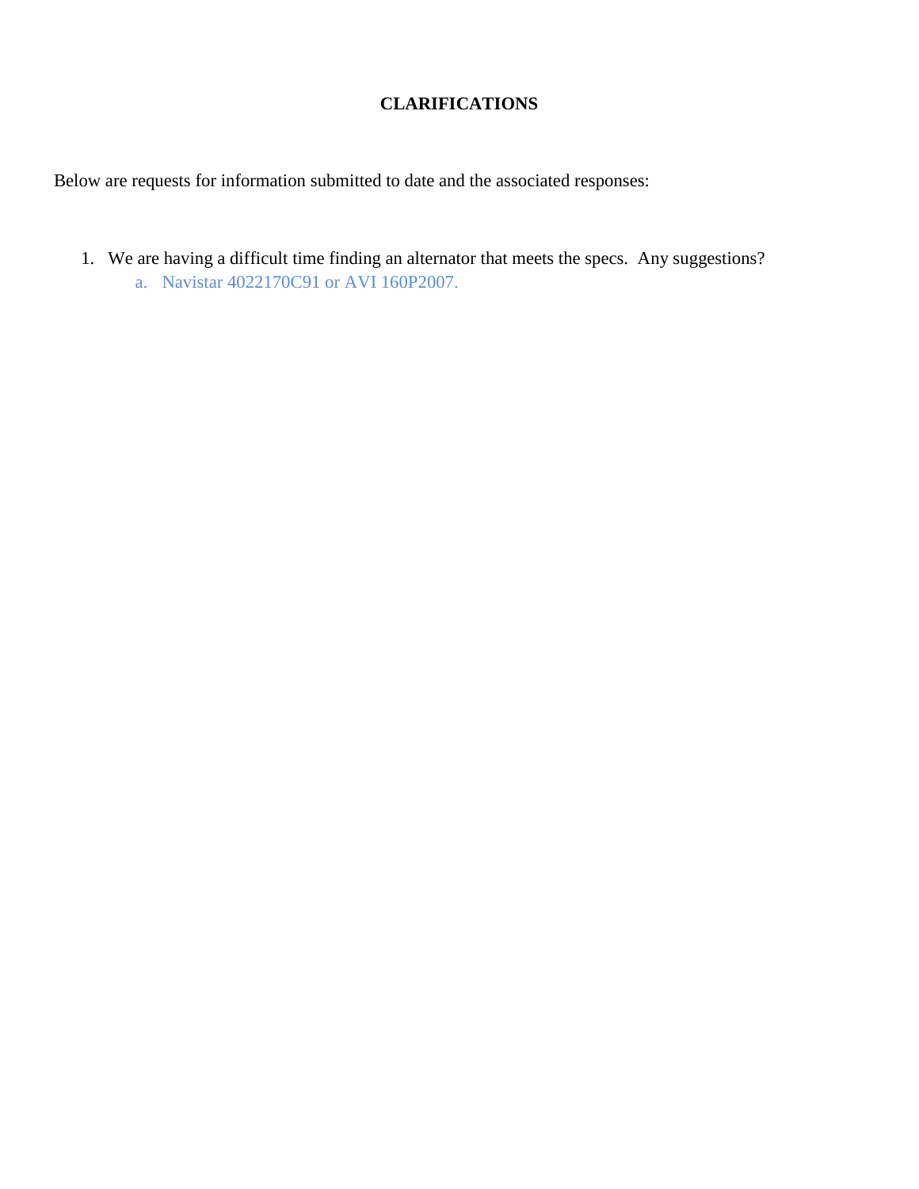**CLARIFICATIONS**

Below are requests for information submitted to date and the associated responses:

1. We are having a difficult time finding an alternator that meets the specs. Any suggestions?
    a. Navistar 4022170C91 or AVI 160P2007.